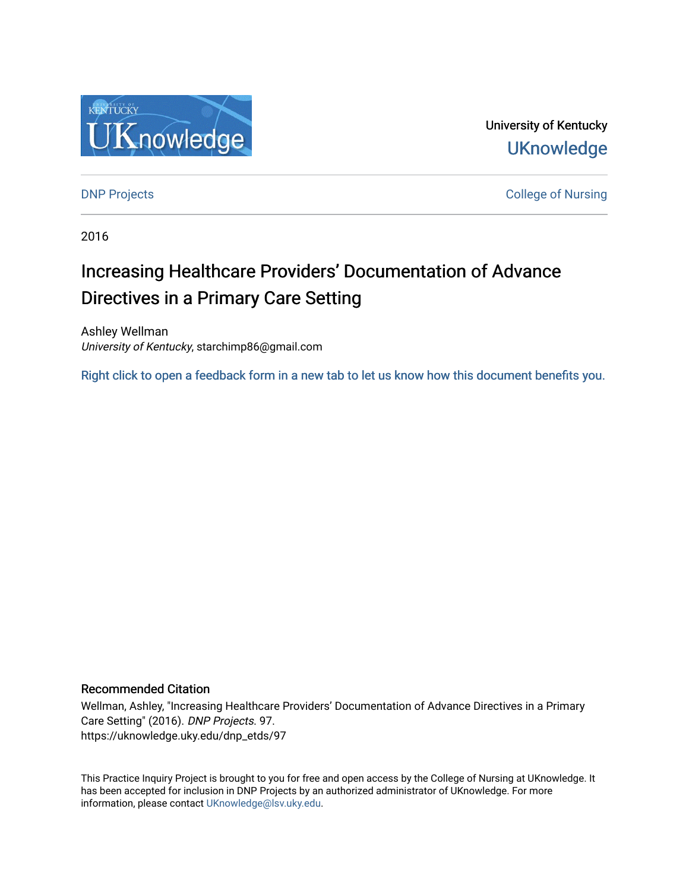University of Kentucky

UKnowledge

DNP Projects

College of Nursing

2016

# Increasing Healthcare Providers' Documentation of Advance Directives in a Primary Care Setting

Ashley Wellman
*University of Kentucky*, starchimp86@gmail.com

Right click to open a feedback form in a new tab to let us know how this document benefits you.

## Recommended Citation

Wellman, Ashley, "Increasing Healthcare Providers' Documentation of Advance Directives in a Primary Care Setting" (2016). *DNP Projects*. 97.
https://uknowledge.uky.edu/dnp_etds/97

This Practice Inquiry Project is brought to you for free and open access by the College of Nursing at UKnowledge. It has been accepted for inclusion in DNP Projects by an authorized administrator of UKnowledge. For more information, please contact UKnowledge@lsv.uky.edu.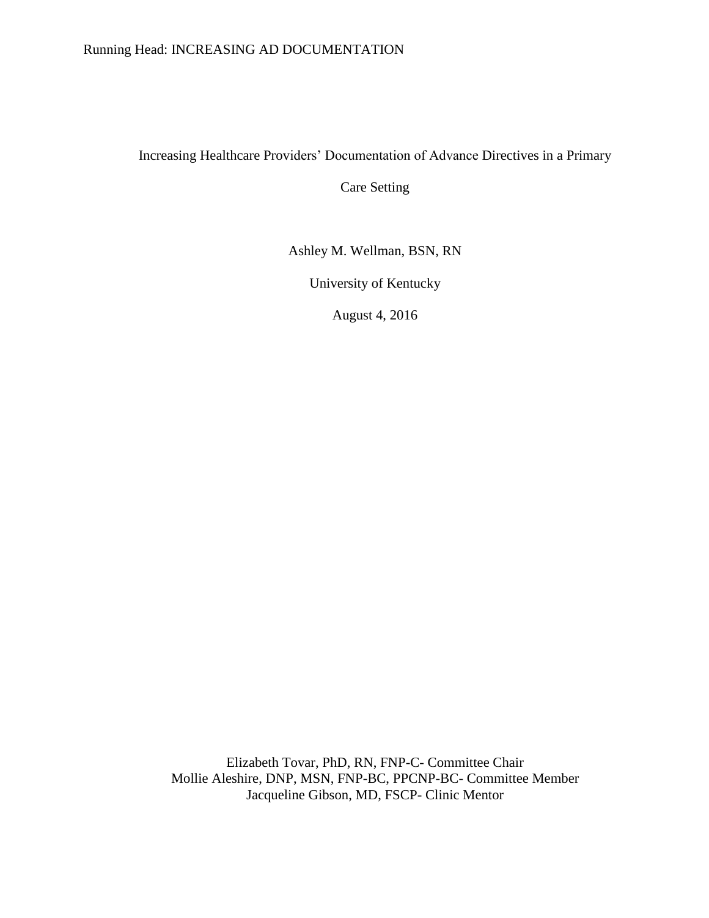# Increasing Healthcare Providers' Documentation of Advance Directives in a Primary Care Setting

Ashley M. Wellman, BSN, RN

University of Kentucky

August 4, 2016

Elizabeth Tovar, PhD, RN, FNP-C- Committee Chair
Mollie Aleshire, DNP, MSN, FNP-BC, PPCNP-BC- Committee Member
Jacqueline Gibson, MD, FSCP- Clinic Mentor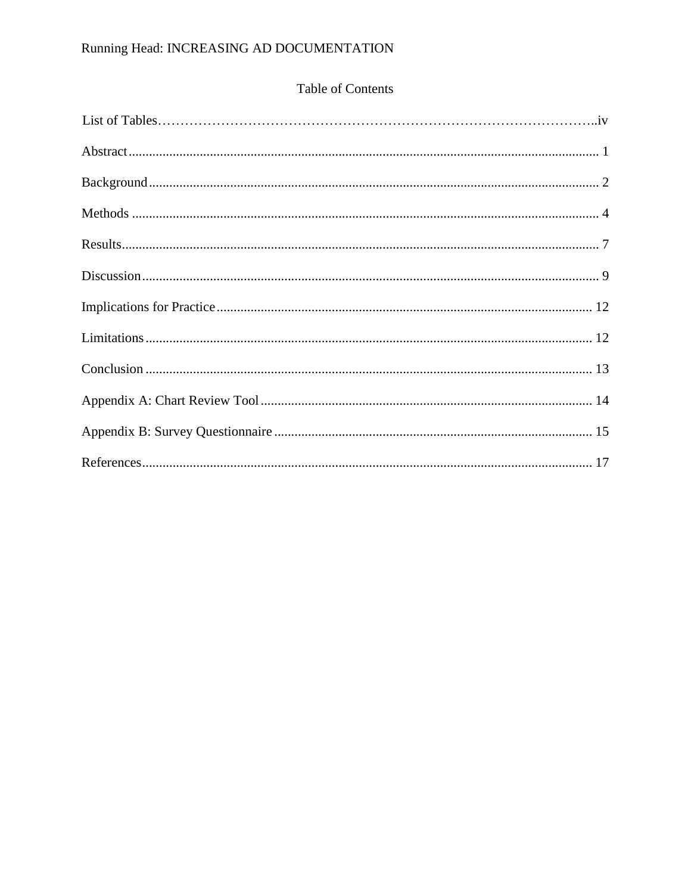Table of Contents

List of Tables........................................................................................iv

Abstract........................................................................................ 1

Background........................................................................................ 2

Methods........................................................................................ 4

Results........................................................................................ 7

Discussion........................................................................................ 9

Implications for Practice........................................................................................ 12

Limitations........................................................................................ 12

Conclusion........................................................................................ 13

Appendix A: Chart Review Tool........................................................................................ 14

Appendix B: Survey Questionnaire........................................................................................ 15

References........................................................................................ 17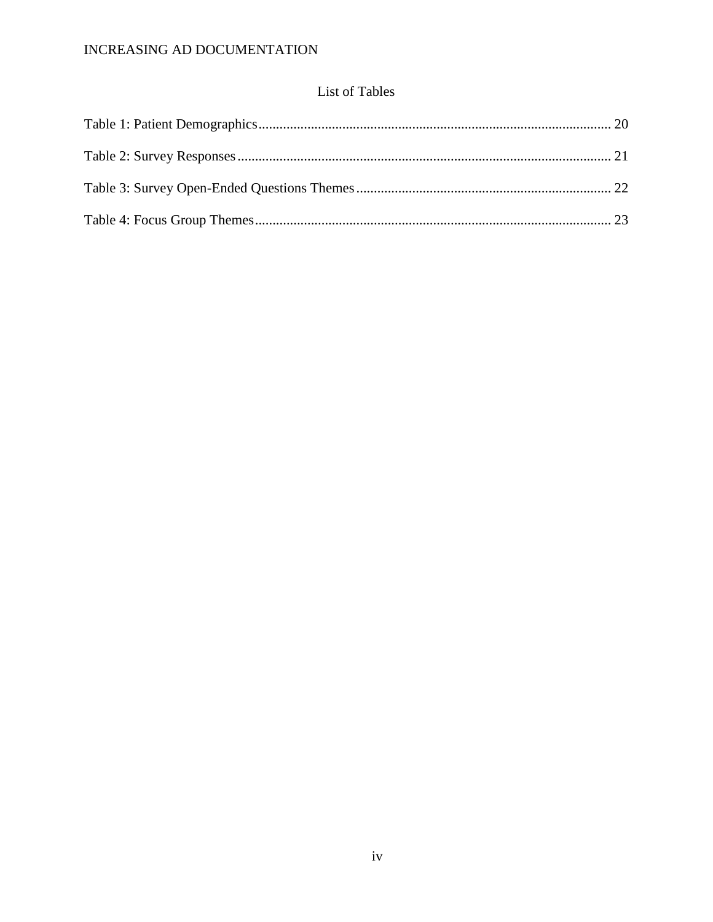## List of Tables

Table 1: Patient Demographics .................................................................................................... 20

Table 2: Survey Responses .......................................................................................................... 21

Table 3: Survey Open-Ended Questions Themes ........................................................................ 22

Table 4: Focus Group Themes ..................................................................................................... 23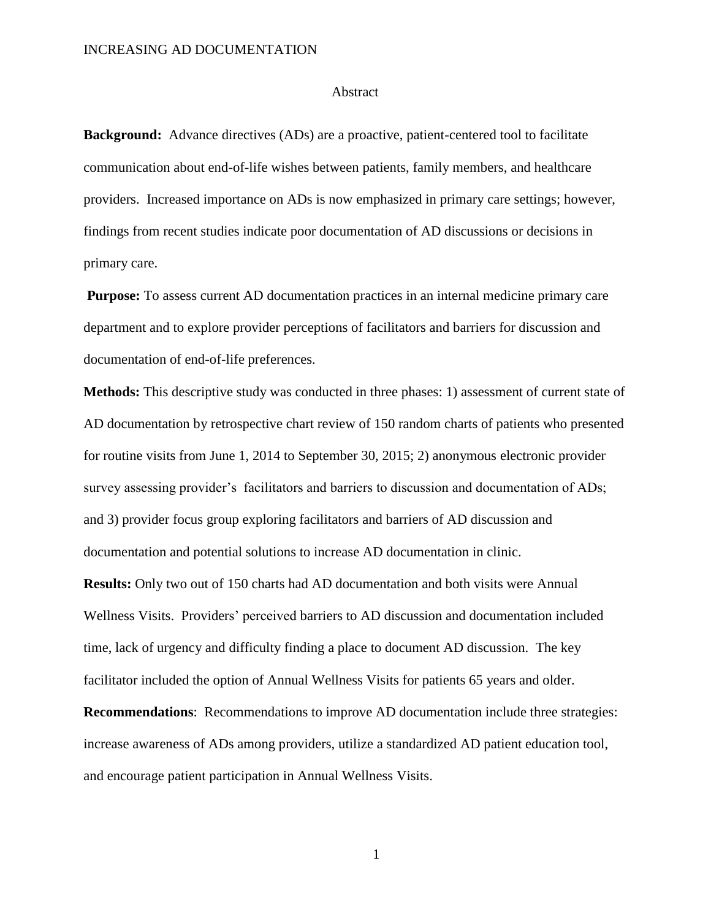# Abstract

**Background:** Advance directives (ADs) are a proactive, patient-centered tool to facilitate communication about end-of-life wishes between patients, family members, and healthcare providers. Increased importance on ADs is now emphasized in primary care settings; however, findings from recent studies indicate poor documentation of AD discussions or decisions in primary care.

**Purpose:** To assess current AD documentation practices in an internal medicine primary care department and to explore provider perceptions of facilitators and barriers for discussion and documentation of end-of-life preferences.

**Methods:** This descriptive study was conducted in three phases: 1) assessment of current state of AD documentation by retrospective chart review of 150 random charts of patients who presented for routine visits from June 1, 2014 to September 30, 2015; 2) anonymous electronic provider survey assessing provider's facilitators and barriers to discussion and documentation of ADs; and 3) provider focus group exploring facilitators and barriers of AD discussion and documentation and potential solutions to increase AD documentation in clinic.

**Results:** Only two out of 150 charts had AD documentation and both visits were Annual Wellness Visits. Providers' perceived barriers to AD discussion and documentation included time, lack of urgency and difficulty finding a place to document AD discussion. The key facilitator included the option of Annual Wellness Visits for patients 65 years and older.

**Recommendations**: Recommendations to improve AD documentation include three strategies: increase awareness of ADs among providers, utilize a standardized AD patient education tool, and encourage patient participation in Annual Wellness Visits.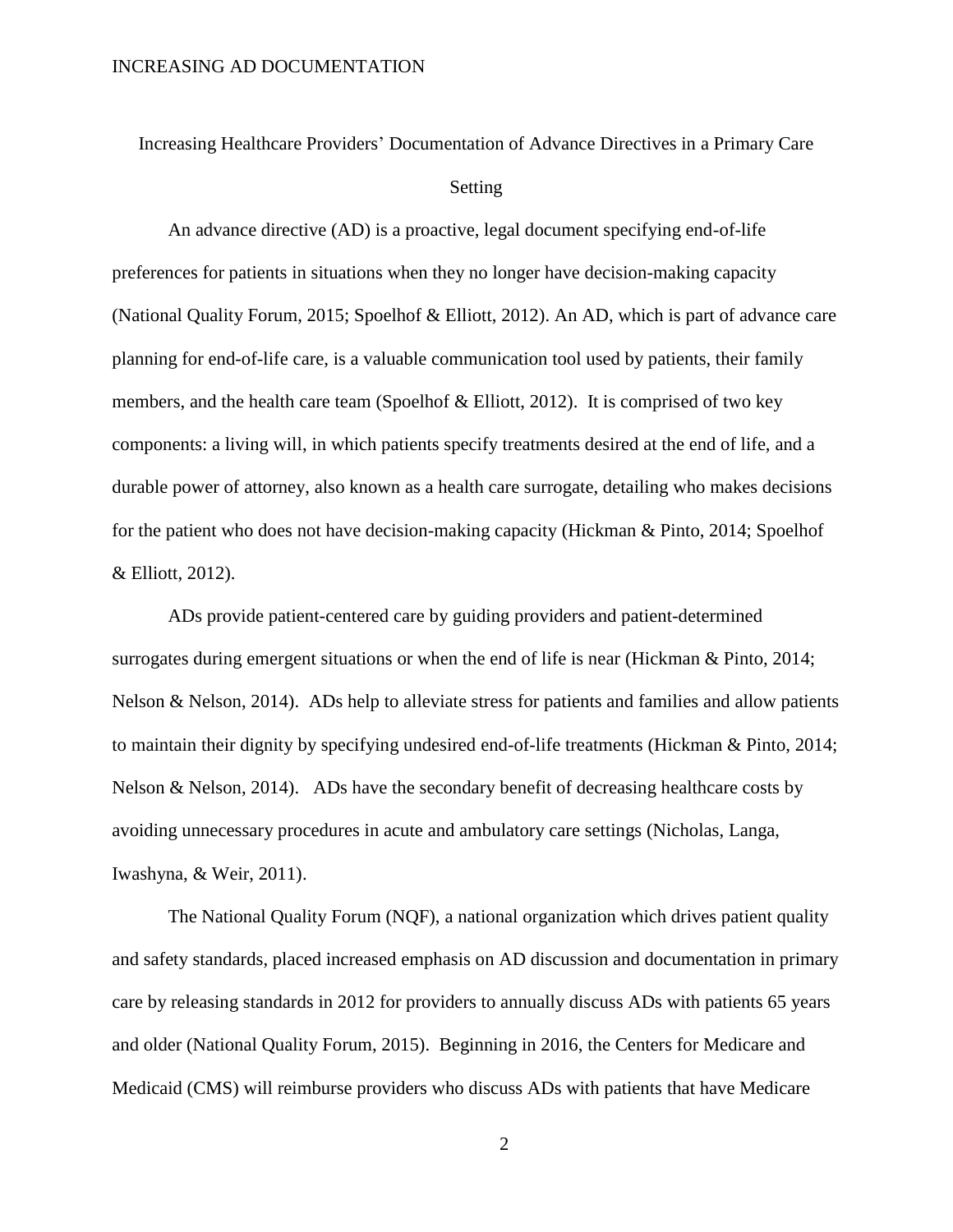# Increasing Healthcare Providers' Documentation of Advance Directives in a Primary Care Setting

An advance directive (AD) is a proactive, legal document specifying end-of-life preferences for patients in situations when they no longer have decision-making capacity (National Quality Forum, 2015; Spoelhof & Elliott, 2012). An AD, which is part of advance care planning for end-of-life care, is a valuable communication tool used by patients, their family members, and the health care team (Spoelhof & Elliott, 2012). It is comprised of two key components: a living will, in which patients specify treatments desired at the end of life, and a durable power of attorney, also known as a health care surrogate, detailing who makes decisions for the patient who does not have decision-making capacity (Hickman & Pinto, 2014; Spoelhof & Elliott, 2012).

ADs provide patient-centered care by guiding providers and patient-determined surrogates during emergent situations or when the end of life is near (Hickman & Pinto, 2014; Nelson & Nelson, 2014). ADs help to alleviate stress for patients and families and allow patients to maintain their dignity by specifying undesired end-of-life treatments (Hickman & Pinto, 2014; Nelson & Nelson, 2014). ADs have the secondary benefit of decreasing healthcare costs by avoiding unnecessary procedures in acute and ambulatory care settings (Nicholas, Langa, Iwashyna, & Weir, 2011).

The National Quality Forum (NQF), a national organization which drives patient quality and safety standards, placed increased emphasis on AD discussion and documentation in primary care by releasing standards in 2012 for providers to annually discuss ADs with patients 65 years and older (National Quality Forum, 2015). Beginning in 2016, the Centers for Medicare and Medicaid (CMS) will reimburse providers who discuss ADs with patients that have Medicare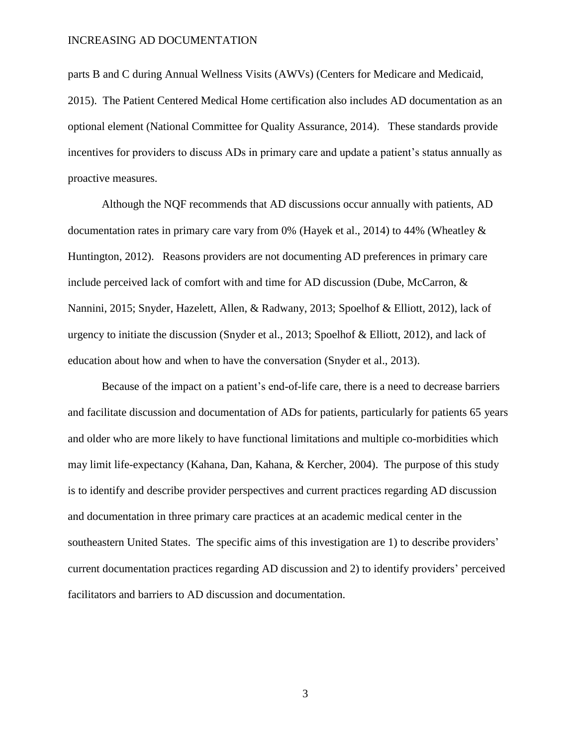parts B and C during Annual Wellness Visits (AWVs) (Centers for Medicare and Medicaid, 2015). The Patient Centered Medical Home certification also includes AD documentation as an optional element (National Committee for Quality Assurance, 2014). These standards provide incentives for providers to discuss ADs in primary care and update a patient's status annually as proactive measures.

Although the NQF recommends that AD discussions occur annually with patients, AD documentation rates in primary care vary from 0% (Hayek et al., 2014) to 44% (Wheatley & Huntington, 2012). Reasons providers are not documenting AD preferences in primary care include perceived lack of comfort with and time for AD discussion (Dube, McCarron, & Nannini, 2015; Snyder, Hazelett, Allen, & Radwany, 2013; Spoelhof & Elliott, 2012), lack of urgency to initiate the discussion (Snyder et al., 2013; Spoelhof & Elliott, 2012), and lack of education about how and when to have the conversation (Snyder et al., 2013).

Because of the impact on a patient's end-of-life care, there is a need to decrease barriers and facilitate discussion and documentation of ADs for patients, particularly for patients 65 years and older who are more likely to have functional limitations and multiple co-morbidities which may limit life-expectancy (Kahana, Dan, Kahana, & Kercher, 2004). The purpose of this study is to identify and describe provider perspectives and current practices regarding AD discussion and documentation in three primary care practices at an academic medical center in the southeastern United States. The specific aims of this investigation are 1) to describe providers' current documentation practices regarding AD discussion and 2) to identify providers' perceived facilitators and barriers to AD discussion and documentation.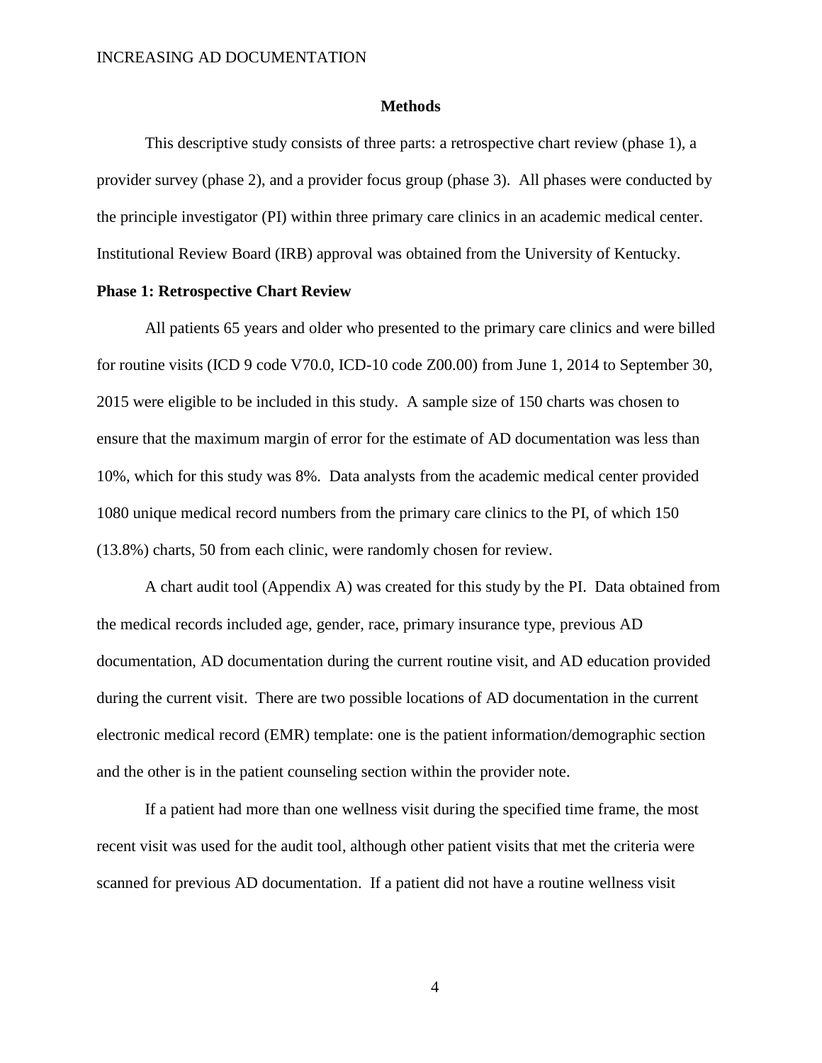## Methods

This descriptive study consists of three parts: a retrospective chart review (phase 1), a provider survey (phase 2), and a provider focus group (phase 3). All phases were conducted by the principle investigator (PI) within three primary care clinics in an academic medical center. Institutional Review Board (IRB) approval was obtained from the University of Kentucky.

### Phase 1: Retrospective Chart Review

All patients 65 years and older who presented to the primary care clinics and were billed for routine visits (ICD 9 code V70.0, ICD-10 code Z00.00) from June 1, 2014 to September 30, 2015 were eligible to be included in this study. A sample size of 150 charts was chosen to ensure that the maximum margin of error for the estimate of AD documentation was less than 10%, which for this study was 8%. Data analysts from the academic medical center provided 1080 unique medical record numbers from the primary care clinics to the PI, of which 150 (13.8%) charts, 50 from each clinic, were randomly chosen for review.

A chart audit tool (Appendix A) was created for this study by the PI. Data obtained from the medical records included age, gender, race, primary insurance type, previous AD documentation, AD documentation during the current routine visit, and AD education provided during the current visit. There are two possible locations of AD documentation in the current electronic medical record (EMR) template: one is the patient information/demographic section and the other is in the patient counseling section within the provider note.

If a patient had more than one wellness visit during the specified time frame, the most recent visit was used for the audit tool, although other patient visits that met the criteria were scanned for previous AD documentation. If a patient did not have a routine wellness visit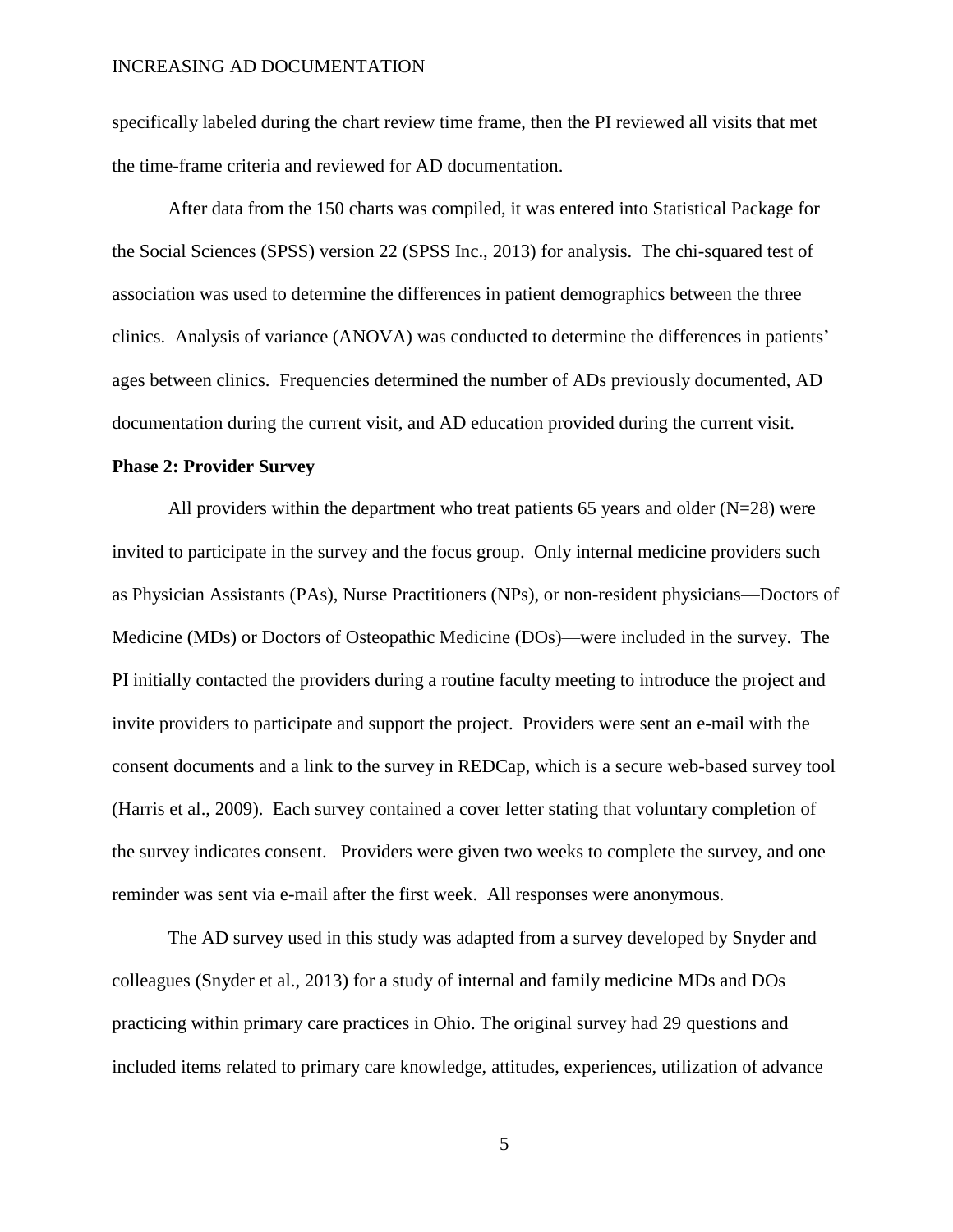specifically labeled during the chart review time frame, then the PI reviewed all visits that met the time-frame criteria and reviewed for AD documentation.

After data from the 150 charts was compiled, it was entered into Statistical Package for the Social Sciences (SPSS) version 22 (SPSS Inc., 2013) for analysis. The chi-squared test of association was used to determine the differences in patient demographics between the three clinics. Analysis of variance (ANOVA) was conducted to determine the differences in patients' ages between clinics. Frequencies determined the number of ADs previously documented, AD documentation during the current visit, and AD education provided during the current visit.

**Phase 2: Provider Survey**

All providers within the department who treat patients 65 years and older (N=28) were invited to participate in the survey and the focus group. Only internal medicine providers such as Physician Assistants (PAs), Nurse Practitioners (NPs), or non-resident physicians—Doctors of Medicine (MDs) or Doctors of Osteopathic Medicine (DOs)—were included in the survey. The PI initially contacted the providers during a routine faculty meeting to introduce the project and invite providers to participate and support the project. Providers were sent an e-mail with the consent documents and a link to the survey in REDCap, which is a secure web-based survey tool (Harris et al., 2009). Each survey contained a cover letter stating that voluntary completion of the survey indicates consent. Providers were given two weeks to complete the survey, and one reminder was sent via e-mail after the first week. All responses were anonymous.

The AD survey used in this study was adapted from a survey developed by Snyder and colleagues (Snyder et al., 2013) for a study of internal and family medicine MDs and DOs practicing within primary care practices in Ohio. The original survey had 29 questions and included items related to primary care knowledge, attitudes, experiences, utilization of advance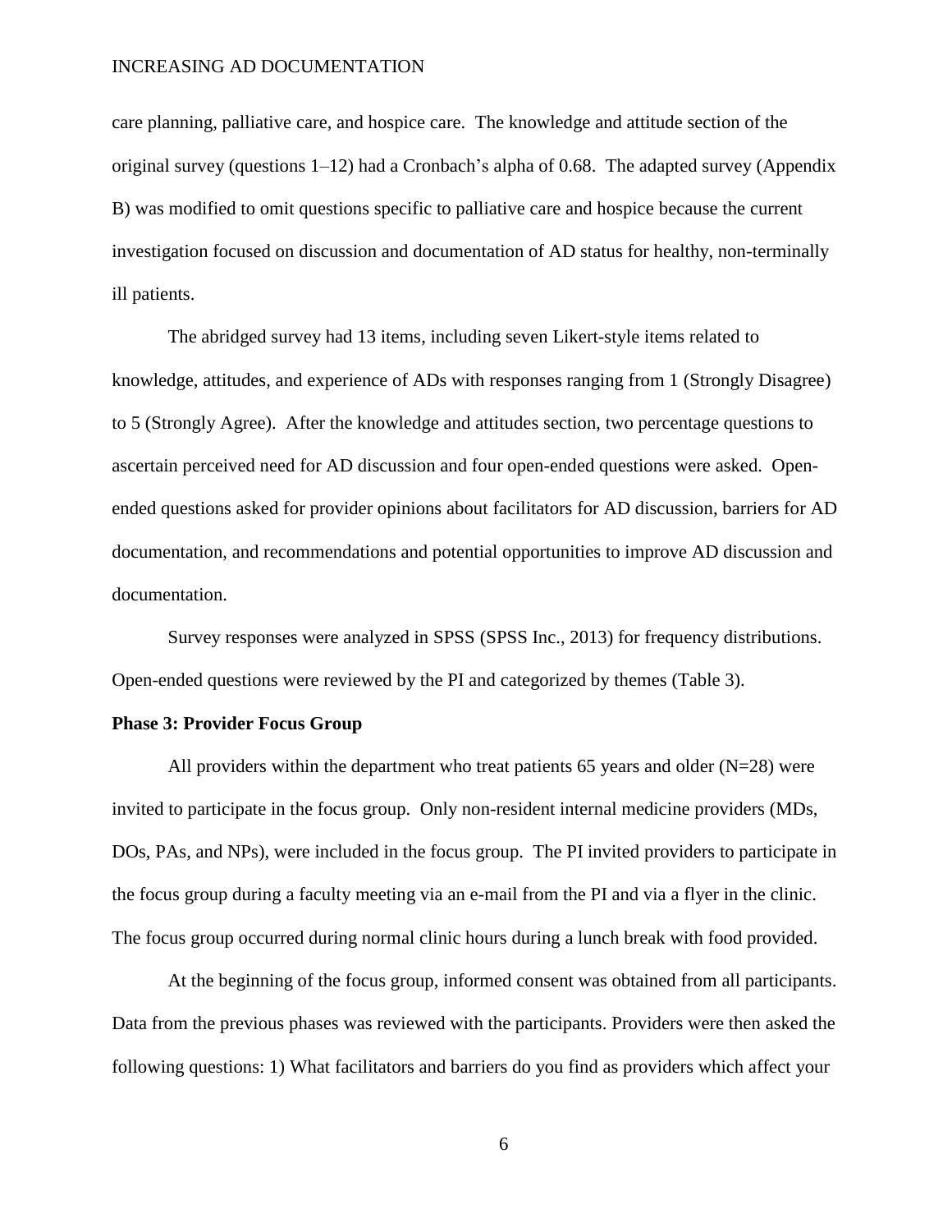care planning, palliative care, and hospice care. The knowledge and attitude section of the original survey (questions 1–12) had a Cronbach's alpha of 0.68. The adapted survey (Appendix B) was modified to omit questions specific to palliative care and hospice because the current investigation focused on discussion and documentation of AD status for healthy, non-terminally ill patients.

The abridged survey had 13 items, including seven Likert-style items related to knowledge, attitudes, and experience of ADs with responses ranging from 1 (Strongly Disagree) to 5 (Strongly Agree). After the knowledge and attitudes section, two percentage questions to ascertain perceived need for AD discussion and four open-ended questions were asked. Open-ended questions asked for provider opinions about facilitators for AD discussion, barriers for AD documentation, and recommendations and potential opportunities to improve AD discussion and documentation.

Survey responses were analyzed in SPSS (SPSS Inc., 2013) for frequency distributions. Open-ended questions were reviewed by the PI and categorized by themes (Table 3).

**Phase 3: Provider Focus Group**

All providers within the department who treat patients 65 years and older (N=28) were invited to participate in the focus group. Only non-resident internal medicine providers (MDs, DOs, PAs, and NPs), were included in the focus group. The PI invited providers to participate in the focus group during a faculty meeting via an e-mail from the PI and via a flyer in the clinic. The focus group occurred during normal clinic hours during a lunch break with food provided.

At the beginning of the focus group, informed consent was obtained from all participants. Data from the previous phases was reviewed with the participants. Providers were then asked the following questions: 1) What facilitators and barriers do you find as providers which affect your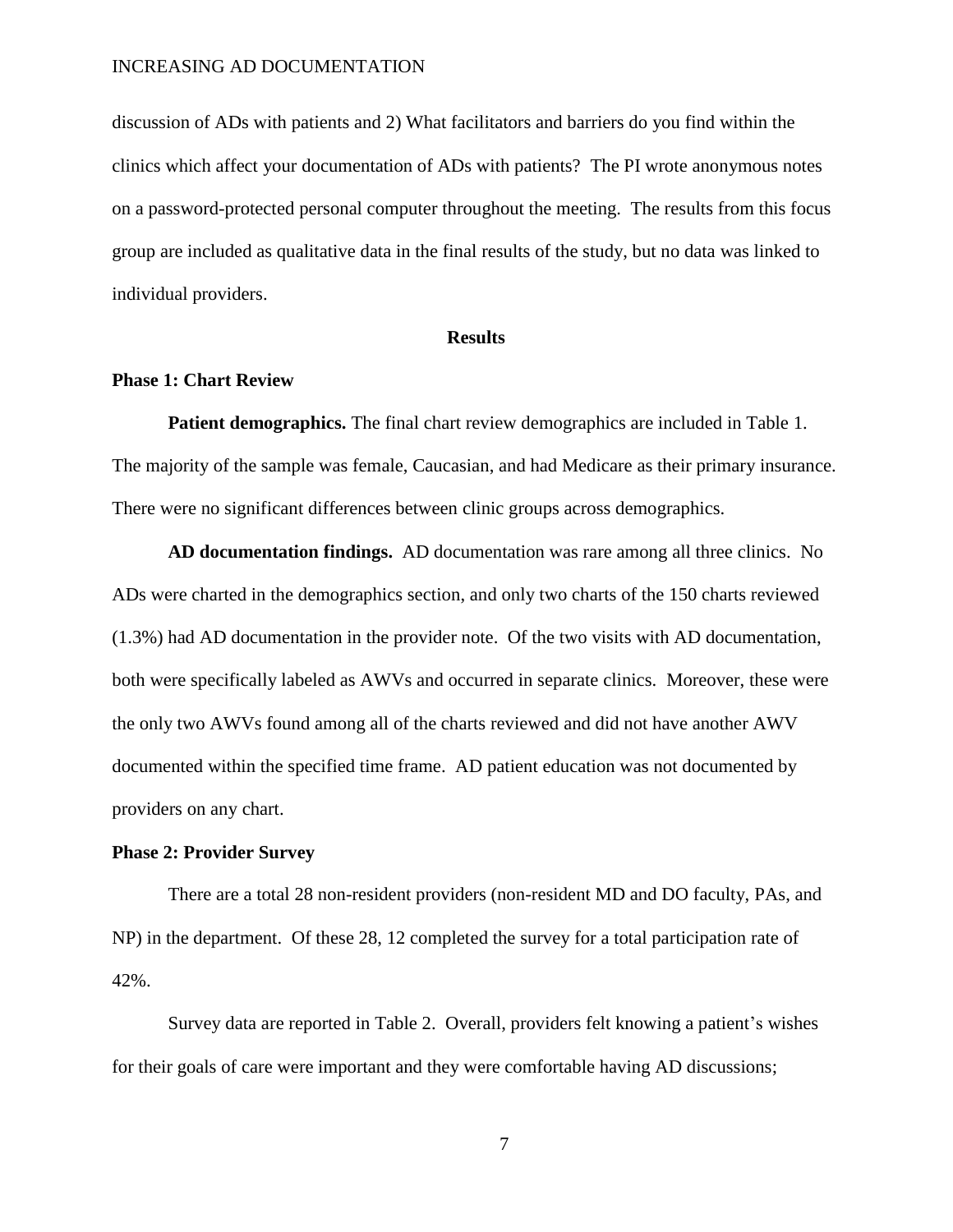discussion of ADs with patients and 2) What facilitators and barriers do you find within the clinics which affect your documentation of ADs with patients? The PI wrote anonymous notes on a password-protected personal computer throughout the meeting. The results from this focus group are included as qualitative data in the final results of the study, but no data was linked to individual providers.

## Results

### Phase 1: Chart Review

**Patient demographics.** The final chart review demographics are included in Table 1. The majority of the sample was female, Caucasian, and had Medicare as their primary insurance. There were no significant differences between clinic groups across demographics.

**AD documentation findings.** AD documentation was rare among all three clinics. No ADs were charted in the demographics section, and only two charts of the 150 charts reviewed (1.3%) had AD documentation in the provider note. Of the two visits with AD documentation, both were specifically labeled as AWVs and occurred in separate clinics. Moreover, these were the only two AWVs found among all of the charts reviewed and did not have another AWV documented within the specified time frame. AD patient education was not documented by providers on any chart.

### Phase 2: Provider Survey

There are a total 28 non-resident providers (non-resident MD and DO faculty, PAs, and NP) in the department. Of these 28, 12 completed the survey for a total participation rate of 42%.

Survey data are reported in Table 2. Overall, providers felt knowing a patient's wishes for their goals of care were important and they were comfortable having AD discussions;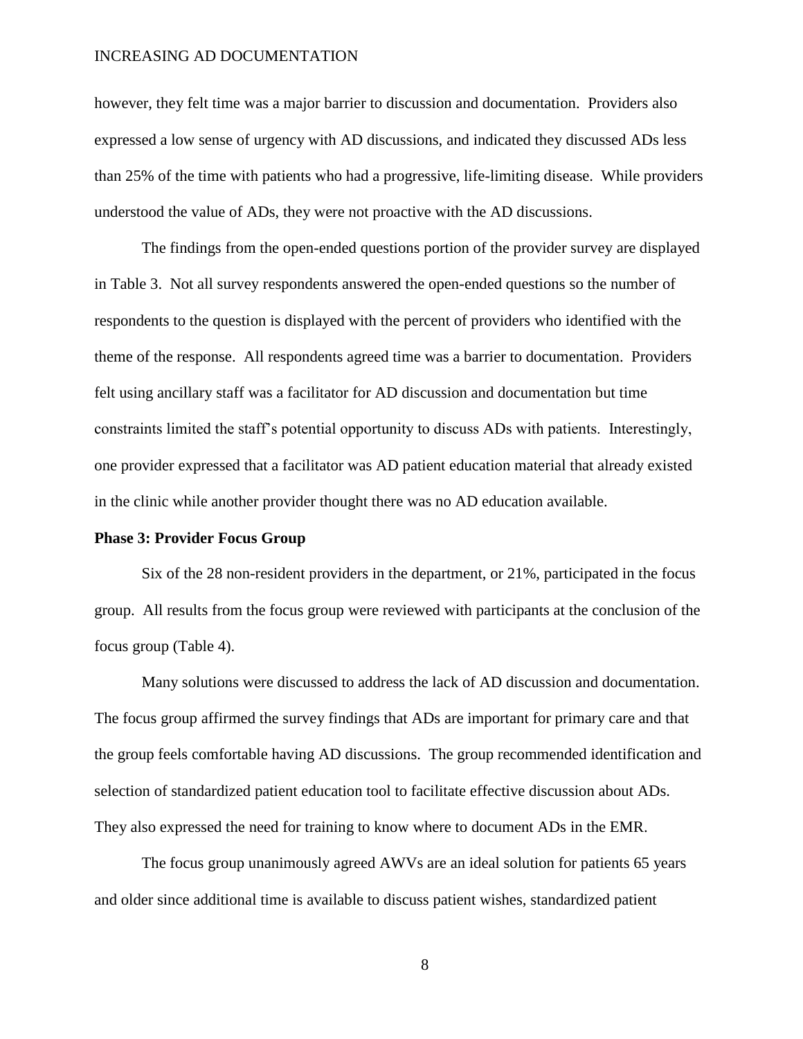however, they felt time was a major barrier to discussion and documentation. Providers also expressed a low sense of urgency with AD discussions, and indicated they discussed ADs less than 25% of the time with patients who had a progressive, life-limiting disease. While providers understood the value of ADs, they were not proactive with the AD discussions.

The findings from the open-ended questions portion of the provider survey are displayed in Table 3. Not all survey respondents answered the open-ended questions so the number of respondents to the question is displayed with the percent of providers who identified with the theme of the response. All respondents agreed time was a barrier to documentation. Providers felt using ancillary staff was a facilitator for AD discussion and documentation but time constraints limited the staff's potential opportunity to discuss ADs with patients. Interestingly, one provider expressed that a facilitator was AD patient education material that already existed in the clinic while another provider thought there was no AD education available.

**Phase 3: Provider Focus Group**

Six of the 28 non-resident providers in the department, or 21%, participated in the focus group. All results from the focus group were reviewed with participants at the conclusion of the focus group (Table 4).

Many solutions were discussed to address the lack of AD discussion and documentation. The focus group affirmed the survey findings that ADs are important for primary care and that the group feels comfortable having AD discussions. The group recommended identification and selection of standardized patient education tool to facilitate effective discussion about ADs. They also expressed the need for training to know where to document ADs in the EMR.

The focus group unanimously agreed AWVs are an ideal solution for patients 65 years and older since additional time is available to discuss patient wishes, standardized patient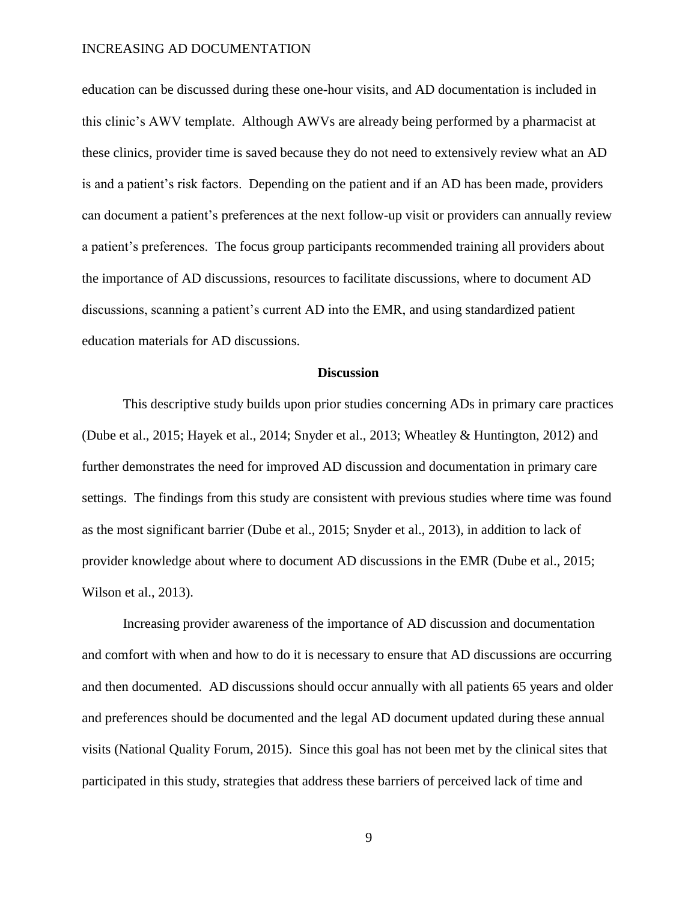education can be discussed during these one-hour visits, and AD documentation is included in this clinic's AWV template. Although AWVs are already being performed by a pharmacist at these clinics, provider time is saved because they do not need to extensively review what an AD is and a patient's risk factors. Depending on the patient and if an AD has been made, providers can document a patient's preferences at the next follow-up visit or providers can annually review a patient's preferences. The focus group participants recommended training all providers about the importance of AD discussions, resources to facilitate discussions, where to document AD discussions, scanning a patient's current AD into the EMR, and using standardized patient education materials for AD discussions.

## Discussion

This descriptive study builds upon prior studies concerning ADs in primary care practices (Dube et al., 2015; Hayek et al., 2014; Snyder et al., 2013; Wheatley & Huntington, 2012) and further demonstrates the need for improved AD discussion and documentation in primary care settings. The findings from this study are consistent with previous studies where time was found as the most significant barrier (Dube et al., 2015; Snyder et al., 2013), in addition to lack of provider knowledge about where to document AD discussions in the EMR (Dube et al., 2015; Wilson et al., 2013).

Increasing provider awareness of the importance of AD discussion and documentation and comfort with when and how to do it is necessary to ensure that AD discussions are occurring and then documented. AD discussions should occur annually with all patients 65 years and older and preferences should be documented and the legal AD document updated during these annual visits (National Quality Forum, 2015). Since this goal has not been met by the clinical sites that participated in this study, strategies that address these barriers of perceived lack of time and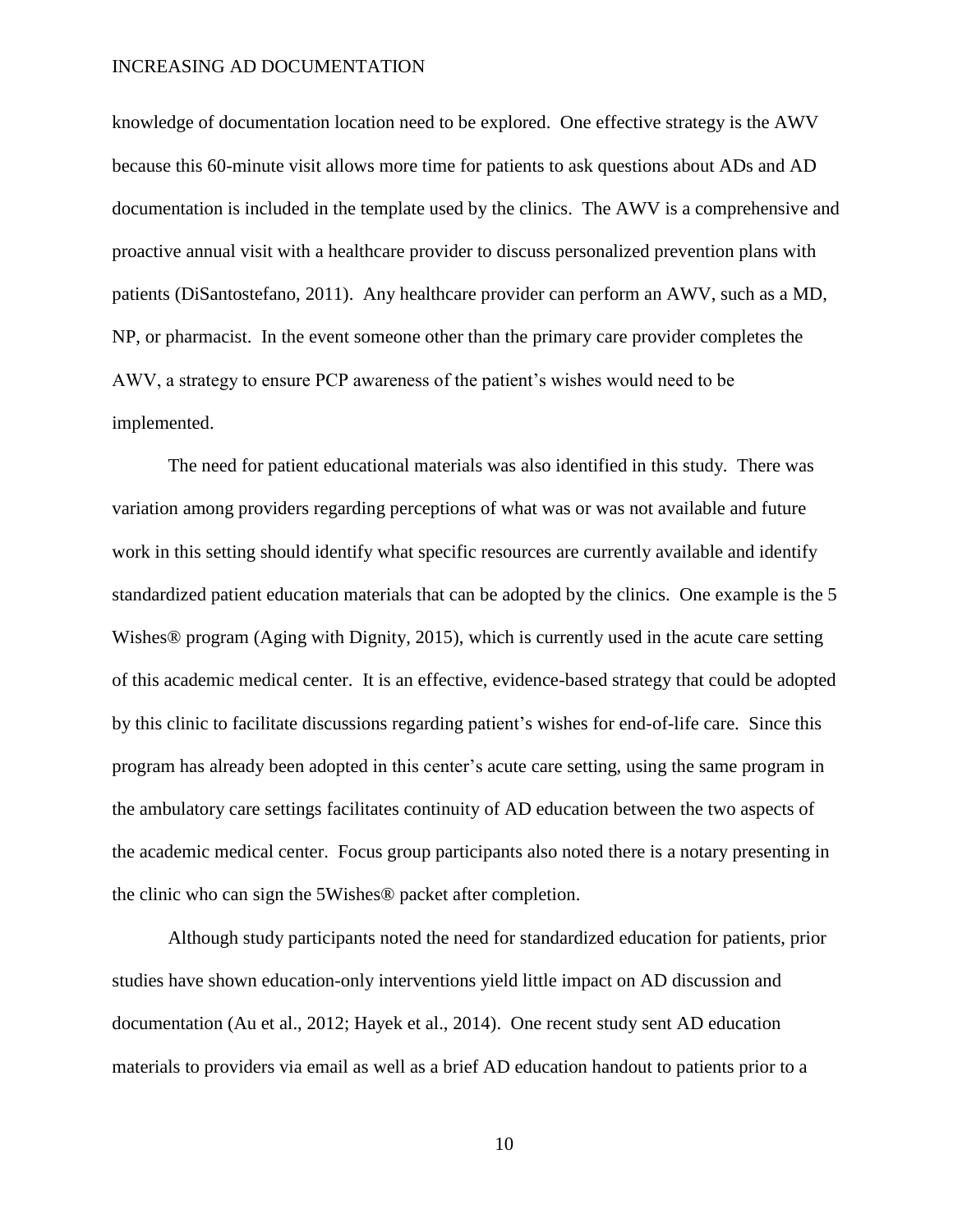knowledge of documentation location need to be explored. One effective strategy is the AWV because this 60-minute visit allows more time for patients to ask questions about ADs and AD documentation is included in the template used by the clinics. The AWV is a comprehensive and proactive annual visit with a healthcare provider to discuss personalized prevention plans with patients (DiSantostefano, 2011). Any healthcare provider can perform an AWV, such as a MD, NP, or pharmacist. In the event someone other than the primary care provider completes the AWV, a strategy to ensure PCP awareness of the patient's wishes would need to be implemented.

The need for patient educational materials was also identified in this study. There was variation among providers regarding perceptions of what was or was not available and future work in this setting should identify what specific resources are currently available and identify standardized patient education materials that can be adopted by the clinics. One example is the 5 Wishes® program (Aging with Dignity, 2015), which is currently used in the acute care setting of this academic medical center. It is an effective, evidence-based strategy that could be adopted by this clinic to facilitate discussions regarding patient's wishes for end-of-life care. Since this program has already been adopted in this center's acute care setting, using the same program in the ambulatory care settings facilitates continuity of AD education between the two aspects of the academic medical center. Focus group participants also noted there is a notary presenting in the clinic who can sign the 5Wishes® packet after completion.

Although study participants noted the need for standardized education for patients, prior studies have shown education-only interventions yield little impact on AD discussion and documentation (Au et al., 2012; Hayek et al., 2014). One recent study sent AD education materials to providers via email as well as a brief AD education handout to patients prior to a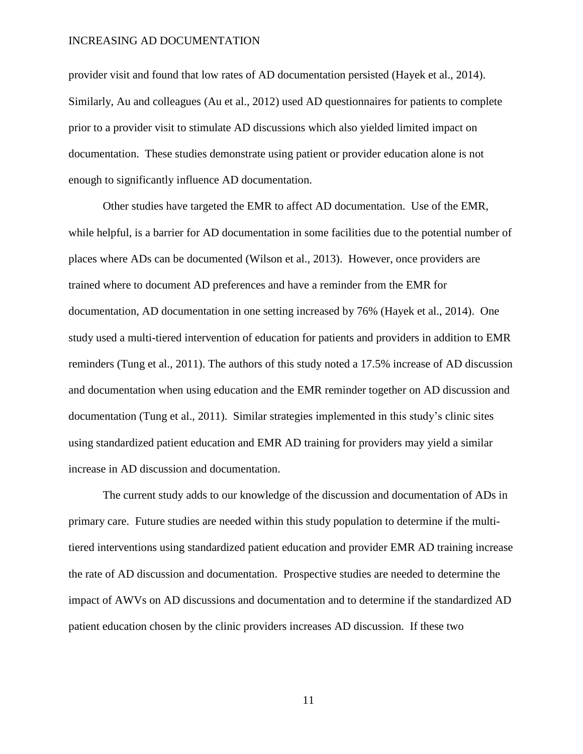provider visit and found that low rates of AD documentation persisted (Hayek et al., 2014). Similarly, Au and colleagues (Au et al., 2012) used AD questionnaires for patients to complete prior to a provider visit to stimulate AD discussions which also yielded limited impact on documentation. These studies demonstrate using patient or provider education alone is not enough to significantly influence AD documentation.

Other studies have targeted the EMR to affect AD documentation. Use of the EMR, while helpful, is a barrier for AD documentation in some facilities due to the potential number of places where ADs can be documented (Wilson et al., 2013). However, once providers are trained where to document AD preferences and have a reminder from the EMR for documentation, AD documentation in one setting increased by 76% (Hayek et al., 2014). One study used a multi-tiered intervention of education for patients and providers in addition to EMR reminders (Tung et al., 2011). The authors of this study noted a 17.5% increase of AD discussion and documentation when using education and the EMR reminder together on AD discussion and documentation (Tung et al., 2011). Similar strategies implemented in this study's clinic sites using standardized patient education and EMR AD training for providers may yield a similar increase in AD discussion and documentation.

The current study adds to our knowledge of the discussion and documentation of ADs in primary care. Future studies are needed within this study population to determine if the multi-tiered interventions using standardized patient education and provider EMR AD training increase the rate of AD discussion and documentation. Prospective studies are needed to determine the impact of AWVs on AD discussions and documentation and to determine if the standardized AD patient education chosen by the clinic providers increases AD discussion. If these two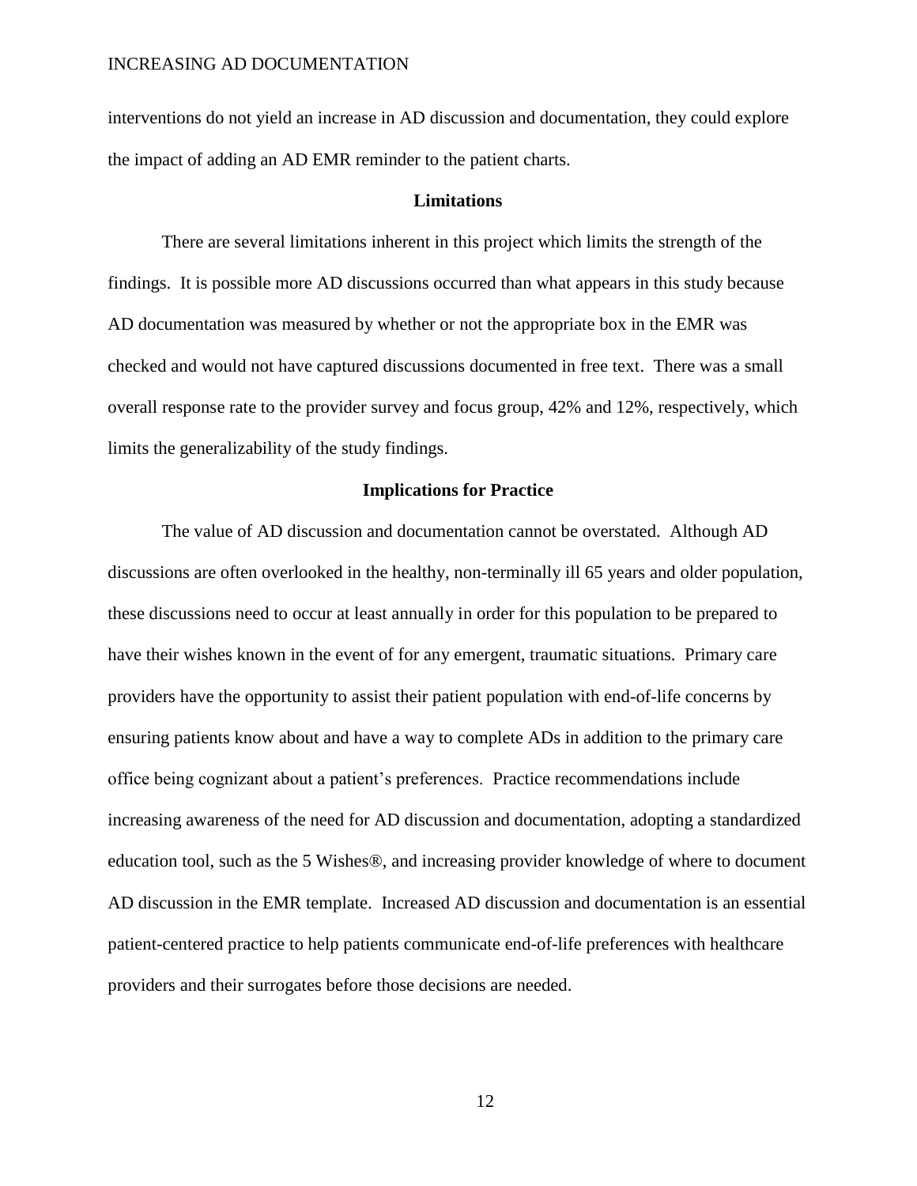interventions do not yield an increase in AD discussion and documentation, they could explore the impact of adding an AD EMR reminder to the patient charts.

## Limitations

There are several limitations inherent in this project which limits the strength of the findings. It is possible more AD discussions occurred than what appears in this study because AD documentation was measured by whether or not the appropriate box in the EMR was checked and would not have captured discussions documented in free text. There was a small overall response rate to the provider survey and focus group, 42% and 12%, respectively, which limits the generalizability of the study findings.

## Implications for Practice

The value of AD discussion and documentation cannot be overstated. Although AD discussions are often overlooked in the healthy, non-terminally ill 65 years and older population, these discussions need to occur at least annually in order for this population to be prepared to have their wishes known in the event of for any emergent, traumatic situations. Primary care providers have the opportunity to assist their patient population with end-of-life concerns by ensuring patients know about and have a way to complete ADs in addition to the primary care office being cognizant about a patient's preferences. Practice recommendations include increasing awareness of the need for AD discussion and documentation, adopting a standardized education tool, such as the 5 Wishes®, and increasing provider knowledge of where to document AD discussion in the EMR template. Increased AD discussion and documentation is an essential patient-centered practice to help patients communicate end-of-life preferences with healthcare providers and their surrogates before those decisions are needed.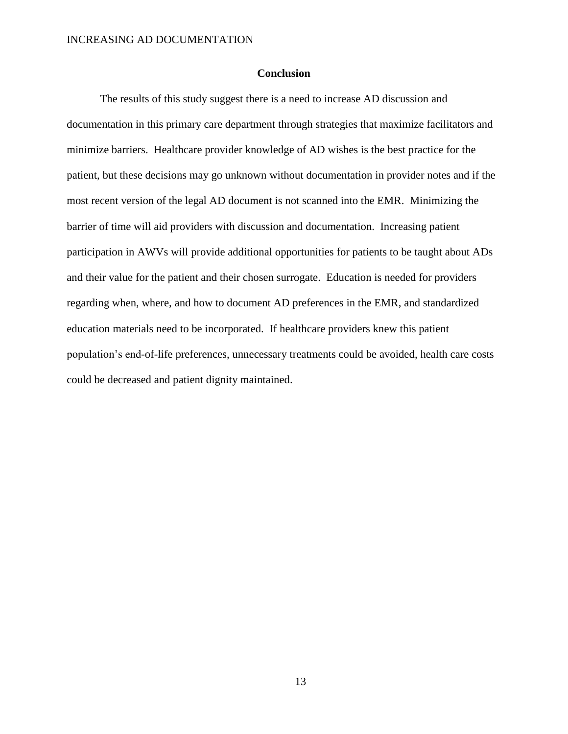## Conclusion

The results of this study suggest there is a need to increase AD discussion and documentation in this primary care department through strategies that maximize facilitators and minimize barriers. Healthcare provider knowledge of AD wishes is the best practice for the patient, but these decisions may go unknown without documentation in provider notes and if the most recent version of the legal AD document is not scanned into the EMR. Minimizing the barrier of time will aid providers with discussion and documentation. Increasing patient participation in AWVs will provide additional opportunities for patients to be taught about ADs and their value for the patient and their chosen surrogate. Education is needed for providers regarding when, where, and how to document AD preferences in the EMR, and standardized education materials need to be incorporated. If healthcare providers knew this patient population's end-of-life preferences, unnecessary treatments could be avoided, health care costs could be decreased and patient dignity maintained.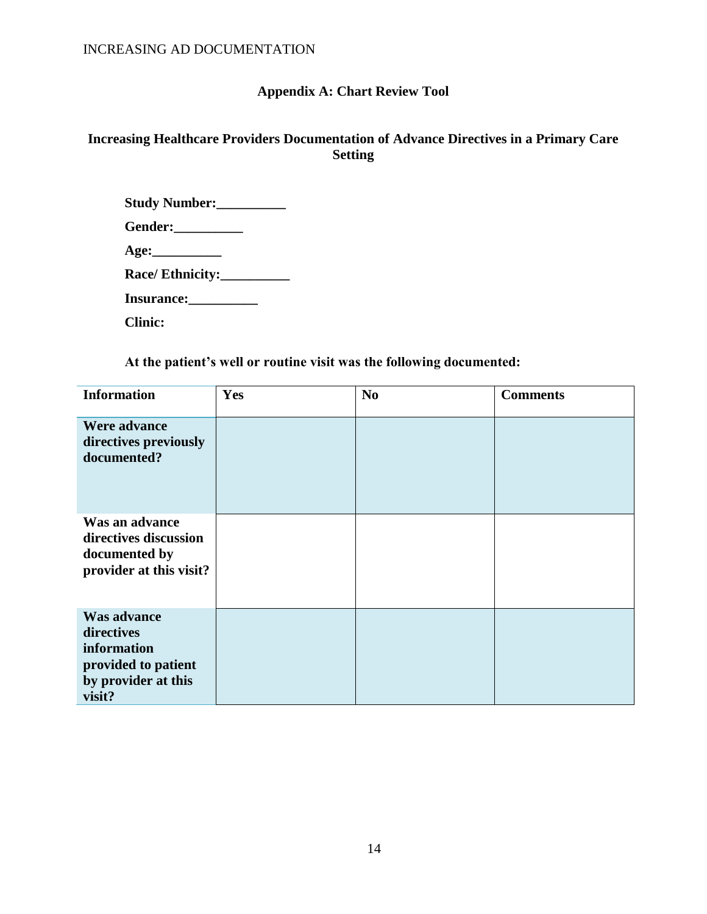## Appendix A: Chart Review Tool

### Increasing Healthcare Providers Documentation of Advance Directives in a Primary Care Setting

**Study Number:__________**

**Gender:__________**

**Age:__________**

**Race/ Ethnicity:__________**

**Insurance:__________**

**Clinic:**

**At the patient's well or routine visit was the following documented:**

| Information | Yes | No | Comments |
|---|---|---|---|
| **Were advance directives previously documented?** | | | |
| **Was an advance directives discussion documented by provider at this visit?** | | | |
| **Was advance directives information provided to patient by provider at this visit?** | | | |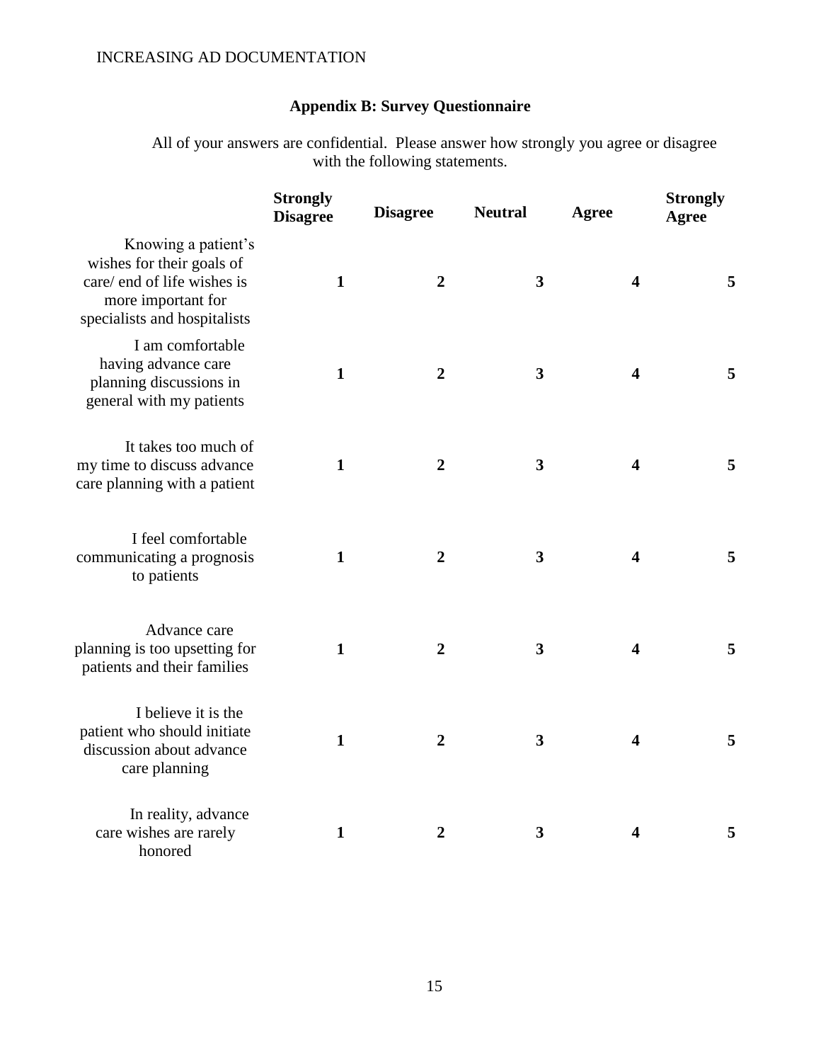## Appendix B: Survey Questionnaire

All of your answers are confidential. Please answer how strongly you agree or disagree with the following statements.

| | Strongly Disagree | Disagree | Neutral | Agree | Strongly Agree |
|---|---|---|---|---|---|
| Knowing a patient's wishes for their goals of care/ end of life wishes is more important for specialists and hospitalists | 1 | 2 | 3 | 4 | 5 |
| I am comfortable having advance care planning discussions in general with my patients | 1 | 2 | 3 | 4 | 5 |
| It takes too much of my time to discuss advance care planning with a patient | 1 | 2 | 3 | 4 | 5 |
| I feel comfortable communicating a prognosis to patients | 1 | 2 | 3 | 4 | 5 |
| Advance care planning is too upsetting for patients and their families | 1 | 2 | 3 | 4 | 5 |
| I believe it is the patient who should initiate discussion about advance care planning | 1 | 2 | 3 | 4 | 5 |
| In reality, advance care wishes are rarely honored | 1 | 2 | 3 | 4 | 5 |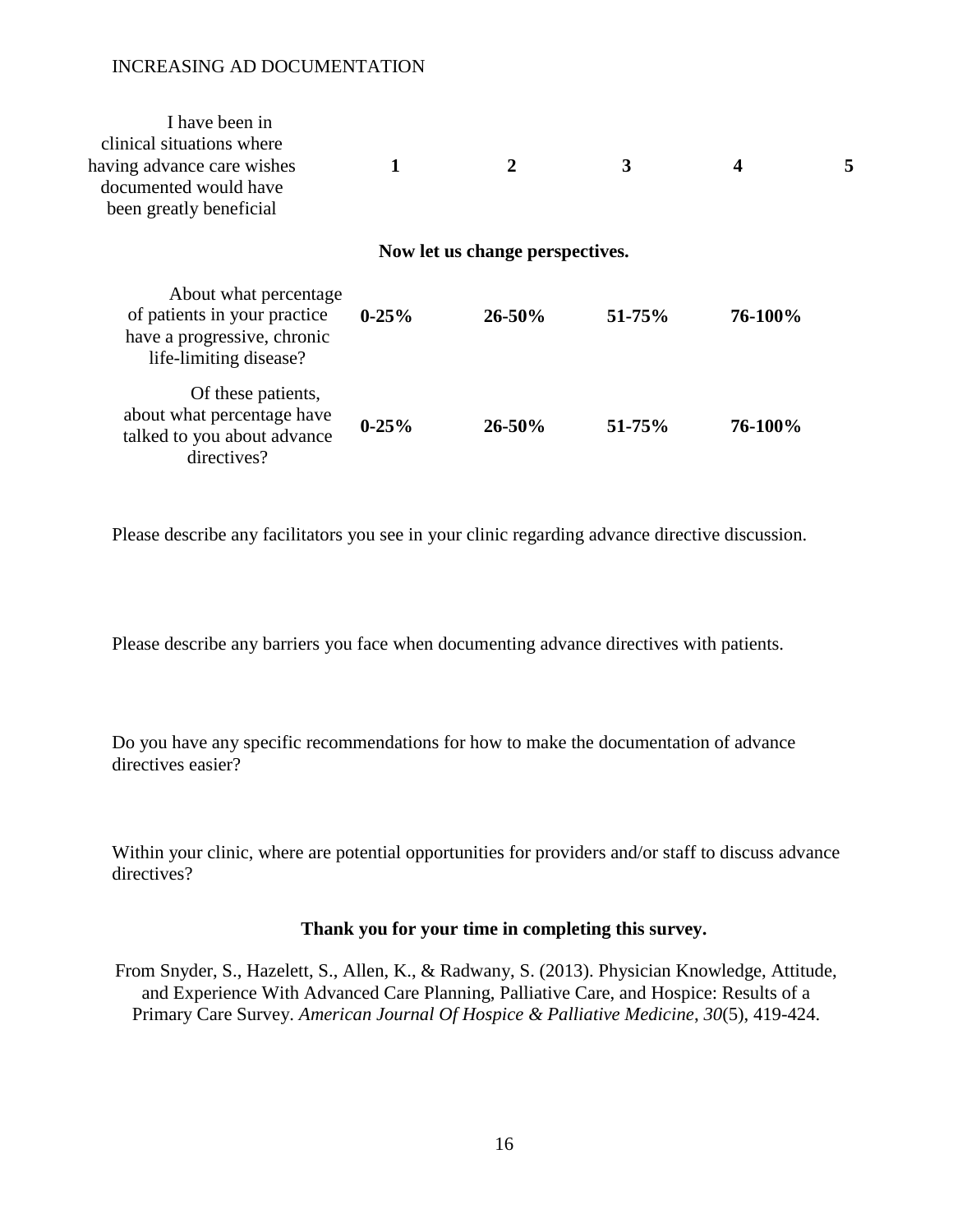| | | | | | |
|---|---|---|---|---|---|
| I have been in clinical situations where having advance care wishes documented would have been greatly beneficial | **1** | **2** | **3** | **4** | **5** |

**Now let us change perspectives.**

| | | | | |
|---|---|---|---|---|
| About what percentage of patients in your practice have a progressive, chronic life-limiting disease? | **0-25%** | **26-50%** | **51-75%** | **76-100%** |
| Of these patients, about what percentage have talked to you about advance directives? | **0-25%** | **26-50%** | **51-75%** | **76-100%** |

Please describe any facilitators you see in your clinic regarding advance directive discussion.

Please describe any barriers you face when documenting advance directives with patients.

Do you have any specific recommendations for how to make the documentation of advance directives easier?

Within your clinic, where are potential opportunities for providers and/or staff to discuss advance directives?

**Thank you for your time in completing this survey.**

From Snyder, S., Hazelett, S., Allen, K., & Radwany, S. (2013). Physician Knowledge, Attitude, and Experience With Advanced Care Planning, Palliative Care, and Hospice: Results of a Primary Care Survey. *American Journal Of Hospice & Palliative Medicine*, *30*(5), 419-424.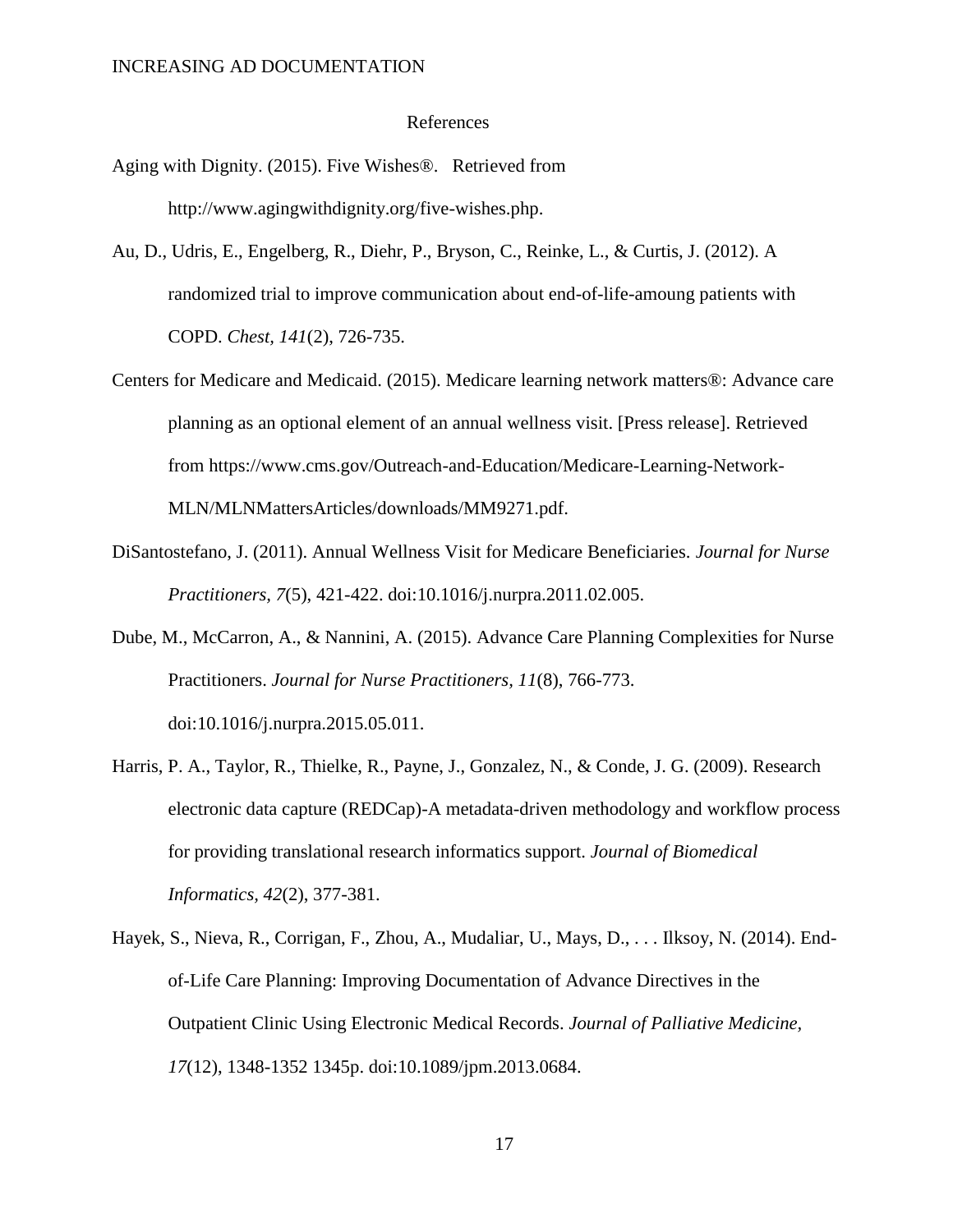# References

Aging with Dignity. (2015). Five Wishes®. Retrieved from http://www.agingwithdignity.org/five-wishes.php.

Au, D., Udris, E., Engelberg, R., Diehr, P., Bryson, C., Reinke, L., & Curtis, J. (2012). A randomized trial to improve communication about end-of-life-amoung patients with COPD. *Chest, 141*(2), 726-735.

Centers for Medicare and Medicaid. (2015). Medicare learning network matters®: Advance care planning as an optional element of an annual wellness visit. [Press release]. Retrieved from https://www.cms.gov/Outreach-and-Education/Medicare-Learning-Network-MLN/MLNMattersArticles/downloads/MM9271.pdf.

DiSantostefano, J. (2011). Annual Wellness Visit for Medicare Beneficiaries. *Journal for Nurse Practitioners, 7*(5), 421-422. doi:10.1016/j.nurpra.2011.02.005.

Dube, M., McCarron, A., & Nannini, A. (2015). Advance Care Planning Complexities for Nurse Practitioners. *Journal for Nurse Practitioners, 11*(8), 766-773. doi:10.1016/j.nurpra.2015.05.011.

Harris, P. A., Taylor, R., Thielke, R., Payne, J., Gonzalez, N., & Conde, J. G. (2009). Research electronic data capture (REDCap)-A metadata-driven methodology and workflow process for providing translational research informatics support. *Journal of Biomedical Informatics, 42*(2), 377-381.

Hayek, S., Nieva, R., Corrigan, F., Zhou, A., Mudaliar, U., Mays, D., . . . Ilksoy, N. (2014). End-of-Life Care Planning: Improving Documentation of Advance Directives in the Outpatient Clinic Using Electronic Medical Records. *Journal of Palliative Medicine, 17*(12), 1348-1352 1345p. doi:10.1089/jpm.2013.0684.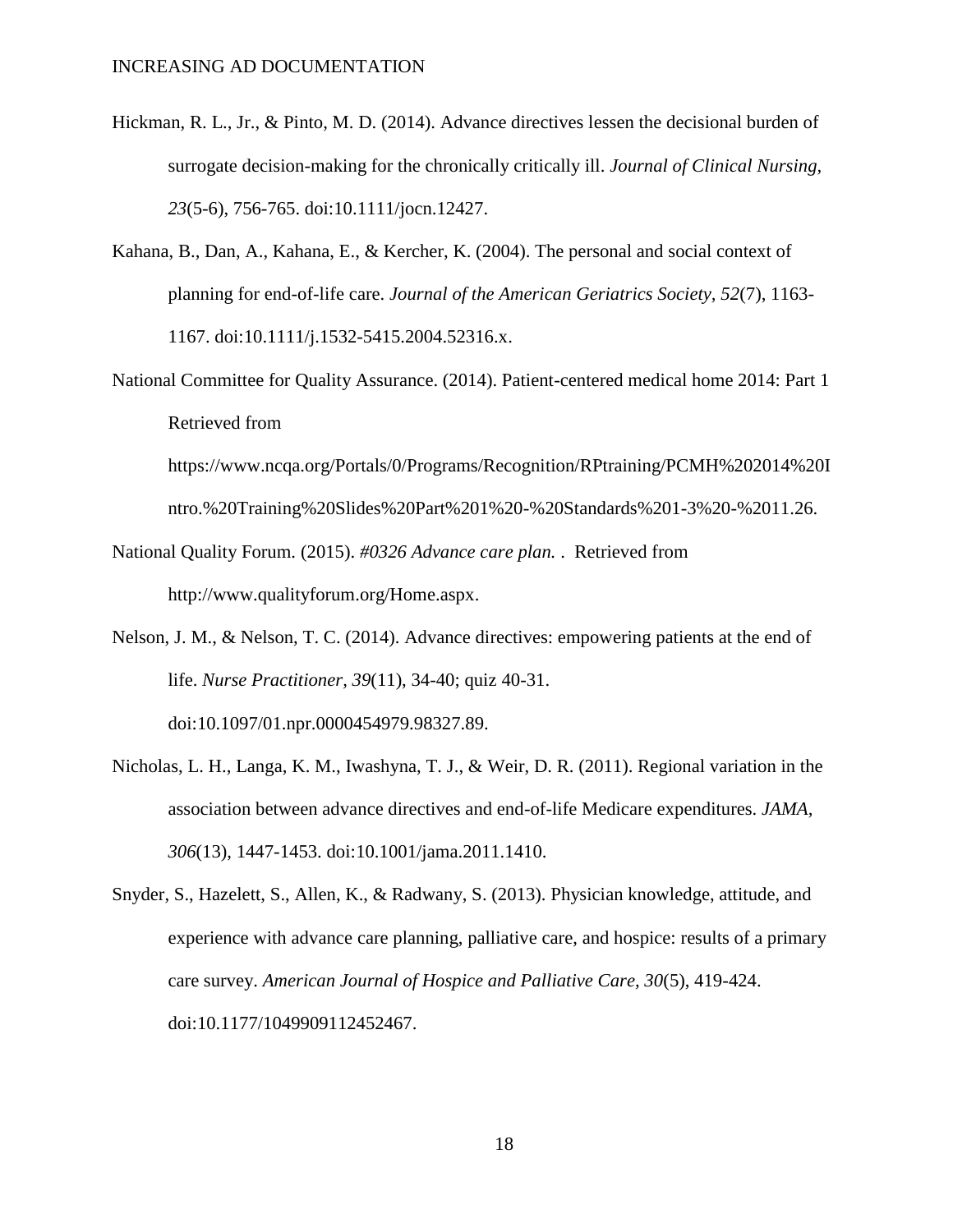Hickman, R. L., Jr., & Pinto, M. D. (2014). Advance directives lessen the decisional burden of surrogate decision-making for the chronically critically ill. *Journal of Clinical Nursing, 23*(5-6), 756-765. doi:10.1111/jocn.12427.

Kahana, B., Dan, A., Kahana, E., & Kercher, K. (2004). The personal and social context of planning for end-of-life care. *Journal of the American Geriatrics Society, 52*(7), 1163-1167. doi:10.1111/j.1532-5415.2004.52316.x.

National Committee for Quality Assurance. (2014). Patient-centered medical home 2014: Part 1 Retrieved from https://www.ncqa.org/Portals/0/Programs/Recognition/RPtraining/PCMH%202014%20Intro.%20Training%20Slides%20Part%201%20-%20Standards%201-3%20-%2011.26.

National Quality Forum. (2015). *#0326 Advance care plan.* . Retrieved from http://www.qualityforum.org/Home.aspx.

Nelson, J. M., & Nelson, T. C. (2014). Advance directives: empowering patients at the end of life. *Nurse Practitioner, 39*(11), 34-40; quiz 40-31. doi:10.1097/01.npr.0000454979.98327.89.

Nicholas, L. H., Langa, K. M., Iwashyna, T. J., & Weir, D. R. (2011). Regional variation in the association between advance directives and end-of-life Medicare expenditures. *JAMA, 306*(13), 1447-1453. doi:10.1001/jama.2011.1410.

Snyder, S., Hazelett, S., Allen, K., & Radwany, S. (2013). Physician knowledge, attitude, and experience with advance care planning, palliative care, and hospice: results of a primary care survey. *American Journal of Hospice and Palliative Care, 30*(5), 419-424. doi:10.1177/1049909112452467.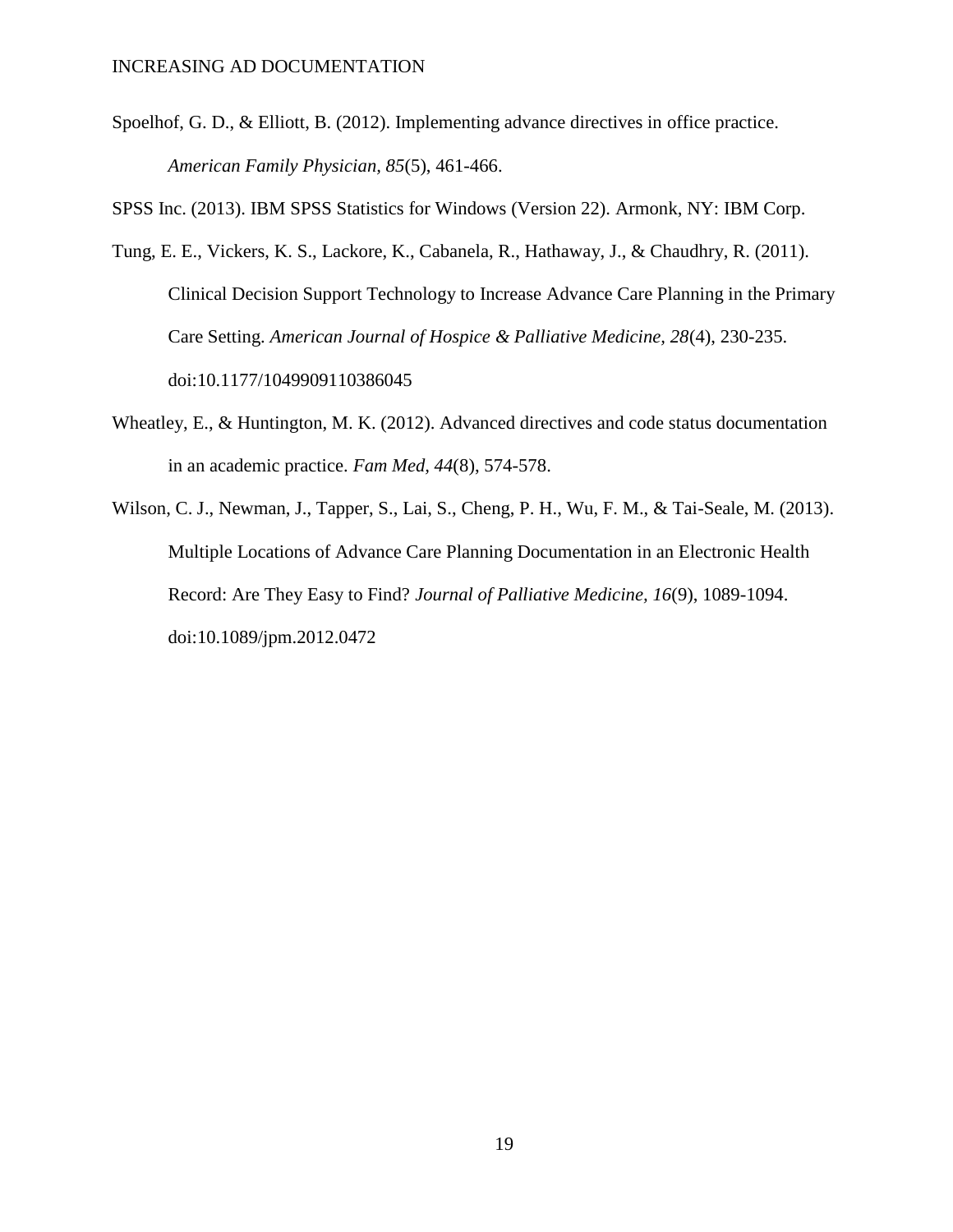Spoelhof, G. D., & Elliott, B. (2012). Implementing advance directives in office practice. *American Family Physician, 85*(5), 461-466.

SPSS Inc. (2013). IBM SPSS Statistics for Windows (Version 22). Armonk, NY: IBM Corp.

Tung, E. E., Vickers, K. S., Lackore, K., Cabanela, R., Hathaway, J., & Chaudhry, R. (2011). Clinical Decision Support Technology to Increase Advance Care Planning in the Primary Care Setting. *American Journal of Hospice & Palliative Medicine, 28*(4), 230-235. doi:10.1177/1049909110386045

Wheatley, E., & Huntington, M. K. (2012). Advanced directives and code status documentation in an academic practice. *Fam Med, 44*(8), 574-578.

Wilson, C. J., Newman, J., Tapper, S., Lai, S., Cheng, P. H., Wu, F. M., & Tai-Seale, M. (2013). Multiple Locations of Advance Care Planning Documentation in an Electronic Health Record: Are They Easy to Find? *Journal of Palliative Medicine, 16*(9), 1089-1094. doi:10.1089/jpm.2012.0472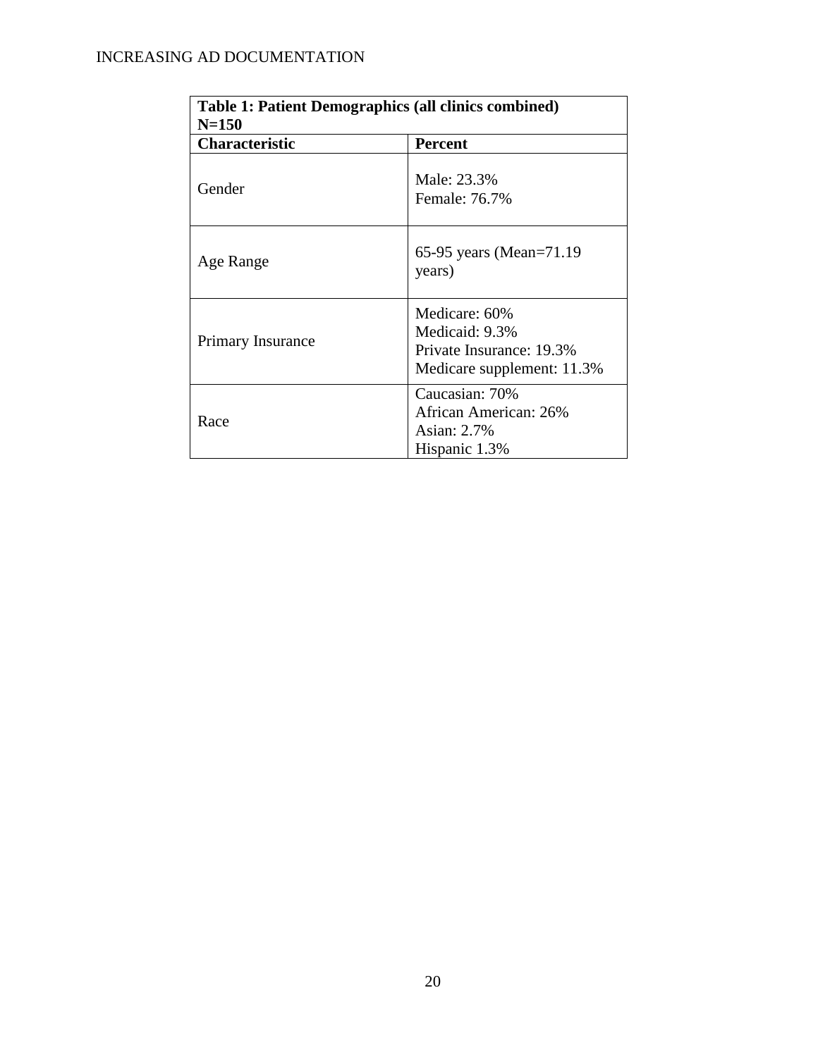| Table 1: Patient Demographics (all clinics combined) N=150 | |
|---|---|
| **Characteristic** | **Percent** |
| Gender | Male: 23.3%<br>Female: 76.7% |
| Age Range | 65-95 years (Mean=71.19 years) |
| Primary Insurance | Medicare: 60%<br>Medicaid: 9.3%<br>Private Insurance: 19.3%<br>Medicare supplement: 11.3% |
| Race | Caucasian: 70%<br>African American: 26%<br>Asian: 2.7%<br>Hispanic 1.3% |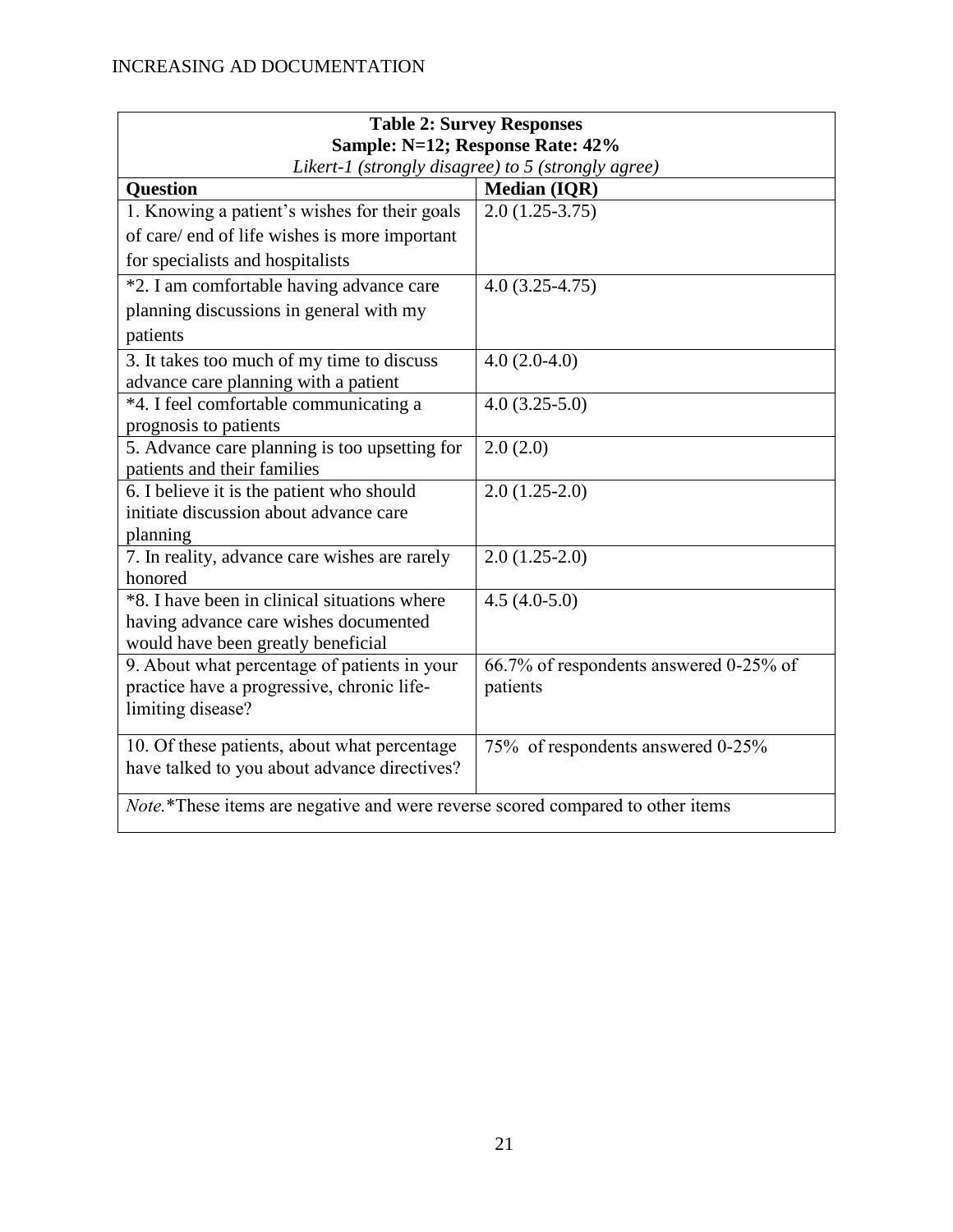**Table 2: Survey Responses**
**Sample: N=12; Response Rate: 42%**
*Likert-1 (strongly disagree) to 5 (strongly agree)*

| Question | Median (IQR) |
|---|---|
| 1. Knowing a patient's wishes for their goals of care/ end of life wishes is more important for specialists and hospitalists | 2.0 (1.25-3.75) |
| *2. I am comfortable having advance care planning discussions in general with my patients | 4.0 (3.25-4.75) |
| 3. It takes too much of my time to discuss advance care planning with a patient | 4.0 (2.0-4.0) |
| *4. I feel comfortable communicating a prognosis to patients | 4.0 (3.25-5.0) |
| 5. Advance care planning is too upsetting for patients and their families | 2.0 (2.0) |
| 6. I believe it is the patient who should initiate discussion about advance care planning | 2.0 (1.25-2.0) |
| 7. In reality, advance care wishes are rarely honored | 2.0 (1.25-2.0) |
| *8. I have been in clinical situations where having advance care wishes documented would have been greatly beneficial | 4.5 (4.0-5.0) |
| 9. About what percentage of patients in your practice have a progressive, chronic life-limiting disease? | 66.7% of respondents answered 0-25% of patients |
| 10. Of these patients, about what percentage have talked to you about advance directives? | 75% of respondents answered 0-25% |

*Note.* *These items are negative and were reverse scored compared to other items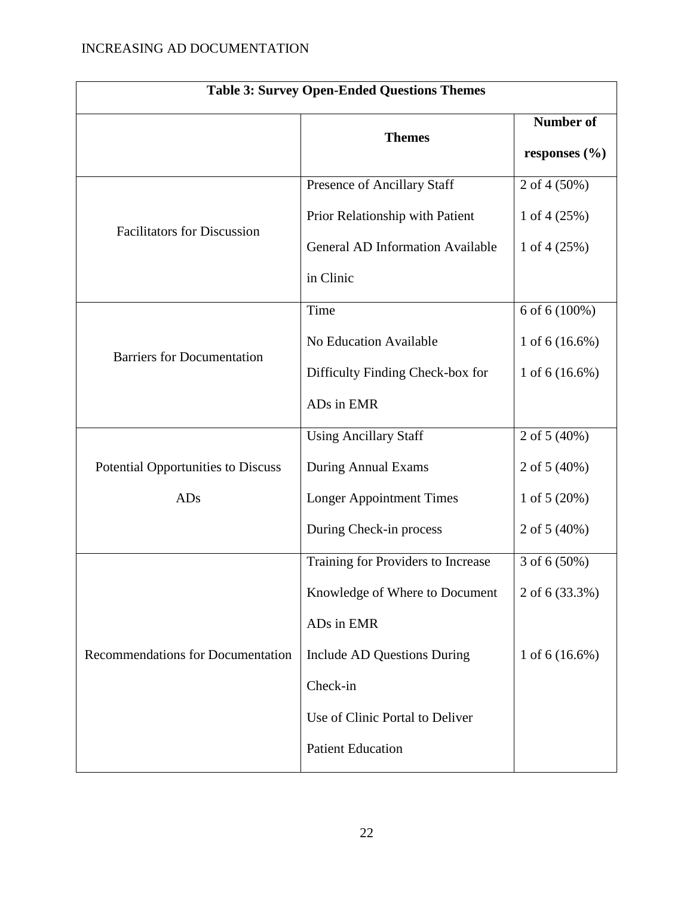**Table 3: Survey Open-Ended Questions Themes**

| | Themes | Number of responses (%) |
|---|---|---|
| Facilitators for Discussion | Presence of Ancillary Staff | 2 of 4 (50%) |
| | Prior Relationship with Patient | 1 of 4 (25%) |
| | General AD Information Available in Clinic | 1 of 4 (25%) |
| Barriers for Documentation | Time | 6 of 6 (100%) |
| | No Education Available | 1 of 6 (16.6%) |
| | Difficulty Finding Check-box for ADs in EMR | 1 of 6 (16.6%) |
| Potential Opportunities to Discuss ADs | Using Ancillary Staff | 2 of 5 (40%) |
| | During Annual Exams | 2 of 5 (40%) |
| | Longer Appointment Times | 1 of 5 (20%) |
| | During Check-in process | 2 of 5 (40%) |
| Recommendations for Documentation | Training for Providers to Increase Knowledge of Where to Document ADs in EMR | 3 of 6 (50%) |
| | Include AD Questions During Check-in | 2 of 6 (33.3%) |
| | Use of Clinic Portal to Deliver Patient Education | 1 of 6 (16.6%) |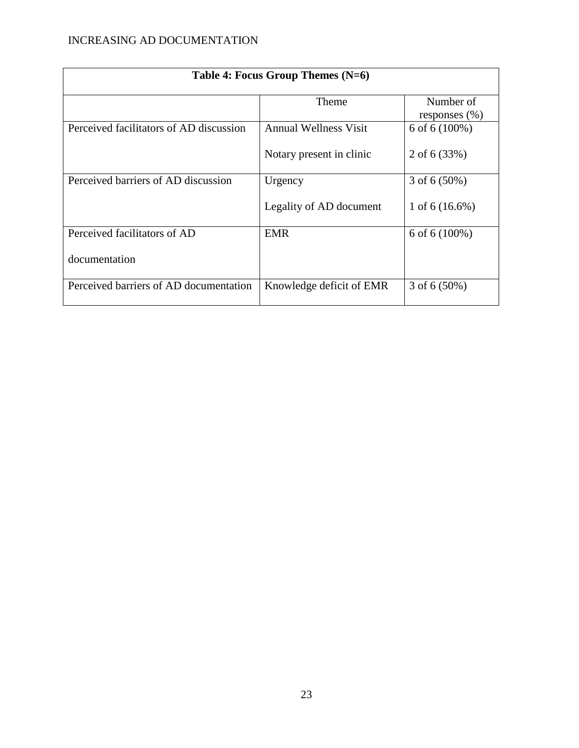**Table 4: Focus Group Themes (N=6)**

| | Theme | Number of responses (%) |
|---|---|---|
| Perceived facilitators of AD discussion | Annual Wellness Visit | 6 of 6 (100%) |
| | Notary present in clinic | 2 of 6 (33%) |
| Perceived barriers of AD discussion | Urgency | 3 of 6 (50%) |
| | Legality of AD document | 1 of 6 (16.6%) |
| Perceived facilitators of AD documentation | EMR | 6 of 6 (100%) |
| Perceived barriers of AD documentation | Knowledge deficit of EMR | 3 of 6 (50%) |